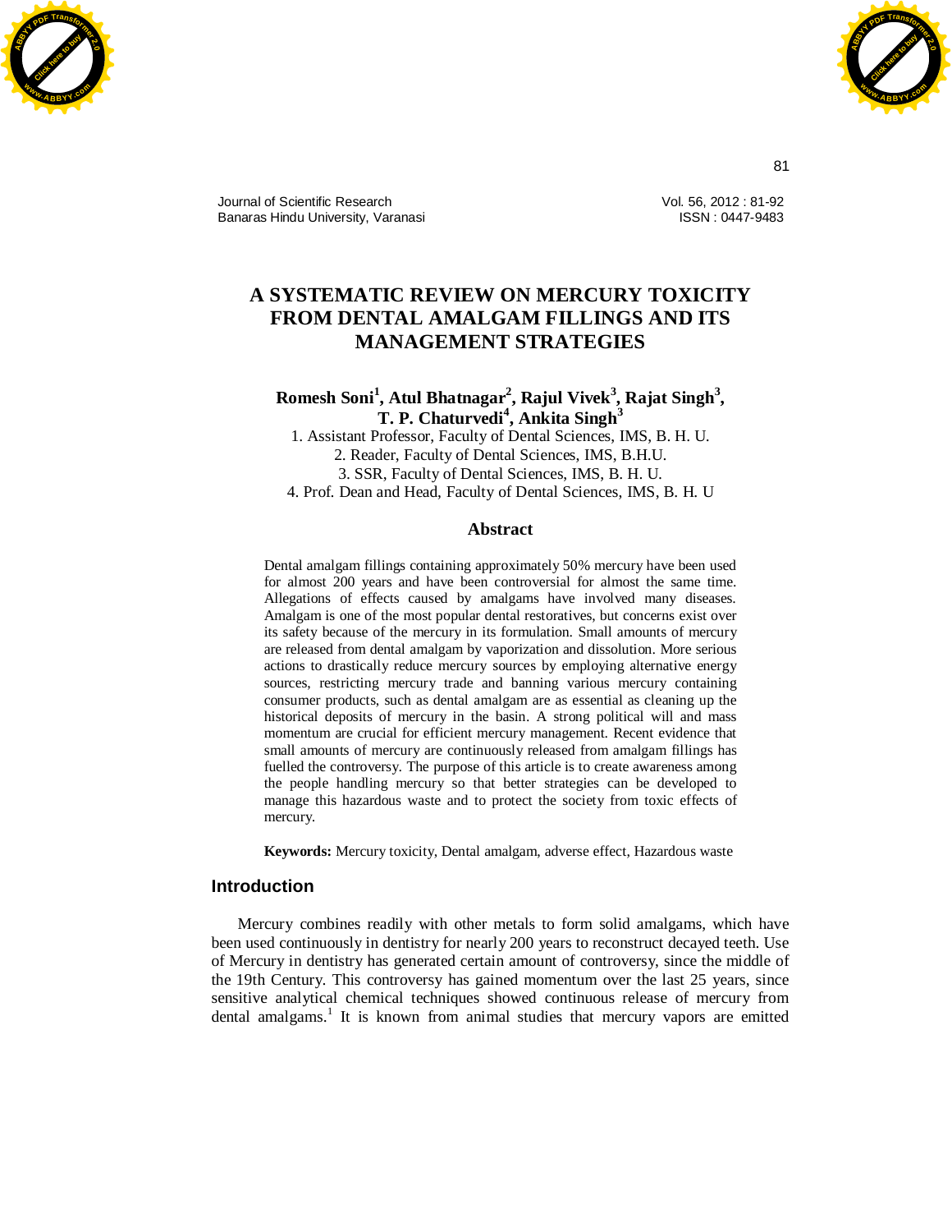# A SYSTEMATIC REVIEW ON MERCURY TOXICITY FROM DENTAL AMALGAM FILLINGS AND ITS MANAGEMENT STRATEGIES

**Romesh Soni[1], Atul Bhatnagar[2], Rajul Vivek[3], Rajat Singh[3], T. P. Chaturvedi[4], Ankita Singh[3]**

1. Assistant Professor, Faculty of Dental Sciences, IMS, B. H. U.
2. Reader, Faculty of Dental Sciences, IMS, B.H.U.
3. SSR, Faculty of Dental Sciences, IMS, B. H. U.
4. Prof. Dean and Head, Faculty of Dental Sciences, IMS, B. H. U

## Abstract

Dental amalgam fillings containing approximately 50% mercury have been used for almost 200 years and have been controversial for almost the same time. Allegations of effects caused by amalgams have involved many diseases. Amalgam is one of the most popular dental restoratives, but concerns exist over its safety because of the mercury in its formulation. Small amounts of mercury are released from dental amalgam by vaporization and dissolution. More serious actions to drastically reduce mercury sources by employing alternative energy sources, restricting mercury trade and banning various mercury containing consumer products, such as dental amalgam are as essential as cleaning up the historical deposits of mercury in the basin. A strong political will and mass momentum are crucial for efficient mercury management. Recent evidence that small amounts of mercury are continuously released from amalgam fillings has fuelled the controversy. The purpose of this article is to create awareness among the people handling mercury so that better strategies can be developed to manage this hazardous waste and to protect the society from toxic effects of mercury.

**Keywords:** Mercury toxicity, Dental amalgam, adverse effect, Hazardous waste

## Introduction

Mercury combines readily with other metals to form solid amalgams, which have been used continuously in dentistry for nearly 200 years to reconstruct decayed teeth. Use of Mercury in dentistry has generated certain amount of controversy, since the middle of the 19th Century. This controversy has gained momentum over the last 25 years, since sensitive analytical chemical techniques showed continuous release of mercury from dental amalgams.[1] It is known from animal studies that mercury vapors are emitted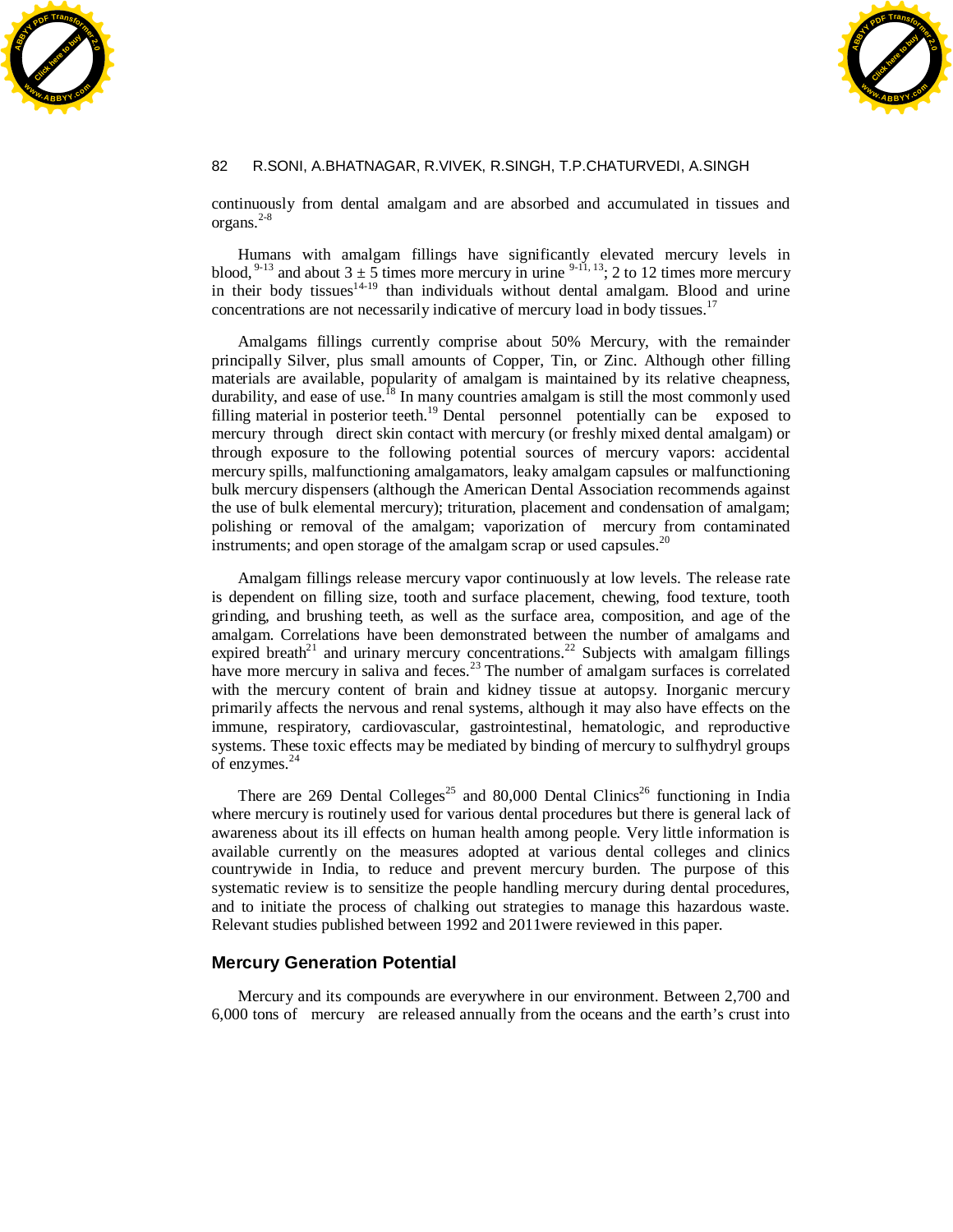continuously from dental amalgam and are absorbed and accumulated in tissues and organs.[2-8]

Humans with amalgam fillings have significantly elevated mercury levels in blood,[9-13] and about 3 ± 5 times more mercury in urine[9-11, 13]; 2 to 12 times more mercury in their body tissues[14-19] than individuals without dental amalgam. Blood and urine concentrations are not necessarily indicative of mercury load in body tissues.[17]

Amalgams fillings currently comprise about 50% Mercury, with the remainder principally Silver, plus small amounts of Copper, Tin, or Zinc. Although other filling materials are available, popularity of amalgam is maintained by its relative cheapness, durability, and ease of use.[18] In many countries amalgam is still the most commonly used filling material in posterior teeth.[19] Dental personnel potentially can be exposed to mercury through direct skin contact with mercury (or freshly mixed dental amalgam) or through exposure to the following potential sources of mercury vapors: accidental mercury spills, malfunctioning amalgamators, leaky amalgam capsules or malfunctioning bulk mercury dispensers (although the American Dental Association recommends against the use of bulk elemental mercury); trituration, placement and condensation of amalgam; polishing or removal of the amalgam; vaporization of mercury from contaminated instruments; and open storage of the amalgam scrap or used capsules.[20]

Amalgam fillings release mercury vapor continuously at low levels. The release rate is dependent on filling size, tooth and surface placement, chewing, food texture, tooth grinding, and brushing teeth, as well as the surface area, composition, and age of the amalgam. Correlations have been demonstrated between the number of amalgams and expired breath[21] and urinary mercury concentrations.[22] Subjects with amalgam fillings have more mercury in saliva and feces.[23] The number of amalgam surfaces is correlated with the mercury content of brain and kidney tissue at autopsy. Inorganic mercury primarily affects the nervous and renal systems, although it may also have effects on the immune, respiratory, cardiovascular, gastrointestinal, hematologic, and reproductive systems. These toxic effects may be mediated by binding of mercury to sulfhydryl groups of enzymes.[24]

There are 269 Dental Colleges[25] and 80,000 Dental Clinics[26] functioning in India where mercury is routinely used for various dental procedures but there is general lack of awareness about its ill effects on human health among people. Very little information is available currently on the measures adopted at various dental colleges and clinics countrywide in India, to reduce and prevent mercury burden. The purpose of this systematic review is to sensitize the people handling mercury during dental procedures, and to initiate the process of chalking out strategies to manage this hazardous waste. Relevant studies published between 1992 and 2011were reviewed in this paper.

## Mercury Generation Potential

Mercury and its compounds are everywhere in our environment. Between 2,700 and 6,000 tons of mercury are released annually from the oceans and the earth's crust into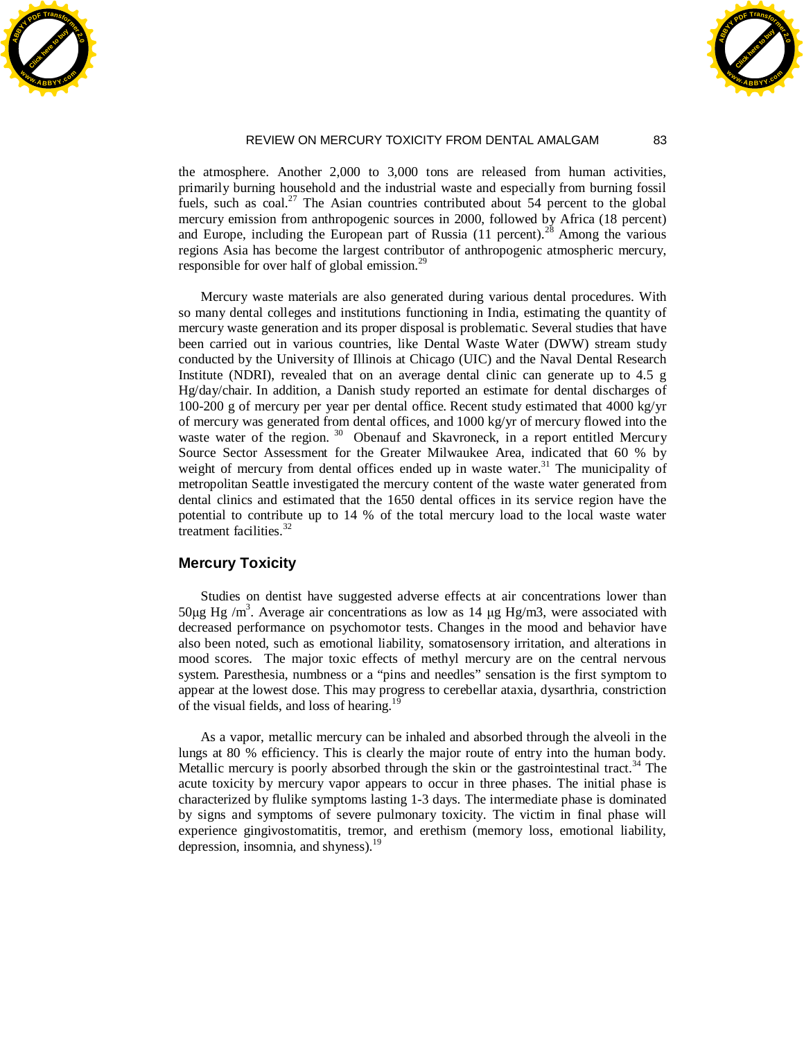the atmosphere. Another 2,000 to 3,000 tons are released from human activities, primarily burning household and the industrial waste and especially from burning fossil fuels, such as coal.[27] The Asian countries contributed about 54 percent to the global mercury emission from anthropogenic sources in 2000, followed by Africa (18 percent) and Europe, including the European part of Russia (11 percent).[28] Among the various regions Asia has become the largest contributor of anthropogenic atmospheric mercury, responsible for over half of global emission.[29]

Mercury waste materials are also generated during various dental procedures. With so many dental colleges and institutions functioning in India, estimating the quantity of mercury waste generation and its proper disposal is problematic. Several studies that have been carried out in various countries, like Dental Waste Water (DWW) stream study conducted by the University of Illinois at Chicago (UIC) and the Naval Dental Research Institute (NDRI), revealed that on an average dental clinic can generate up to 4.5 g Hg/day/chair. In addition, a Danish study reported an estimate for dental discharges of 100-200 g of mercury per year per dental office. Recent study estimated that 4000 kg/yr of mercury was generated from dental offices, and 1000 kg/yr of mercury flowed into the waste water of the region.[30] Obenauf and Skavroneck, in a report entitled Mercury Source Sector Assessment for the Greater Milwaukee Area, indicated that 60 % by weight of mercury from dental offices ended up in waste water.[31] The municipality of metropolitan Seattle investigated the mercury content of the waste water generated from dental clinics and estimated that the 1650 dental offices in its service region have the potential to contribute up to 14 % of the total mercury load to the local waste water treatment facilities.[32]

## Mercury Toxicity

Studies on dentist have suggested adverse effects at air concentrations lower than 50µg Hg /$m^3$. Average air concentrations as low as 14 µg Hg/m3, were associated with decreased performance on psychomotor tests. Changes in the mood and behavior have also been noted, such as emotional liability, somatosensory irritation, and alterations in mood scores. The major toxic effects of methyl mercury are on the central nervous system. Paresthesia, numbness or a "pins and needles" sensation is the first symptom to appear at the lowest dose. This may progress to cerebellar ataxia, dysarthria, constriction of the visual fields, and loss of hearing.[19]

As a vapor, metallic mercury can be inhaled and absorbed through the alveoli in the lungs at 80 % efficiency. This is clearly the major route of entry into the human body. Metallic mercury is poorly absorbed through the skin or the gastrointestinal tract.[34] The acute toxicity by mercury vapor appears to occur in three phases. The initial phase is characterized by flulike symptoms lasting 1-3 days. The intermediate phase is dominated by signs and symptoms of severe pulmonary toxicity. The victim in final phase will experience gingivostomatitis, tremor, and erethism (memory loss, emotional liability, depression, insomnia, and shyness).[19]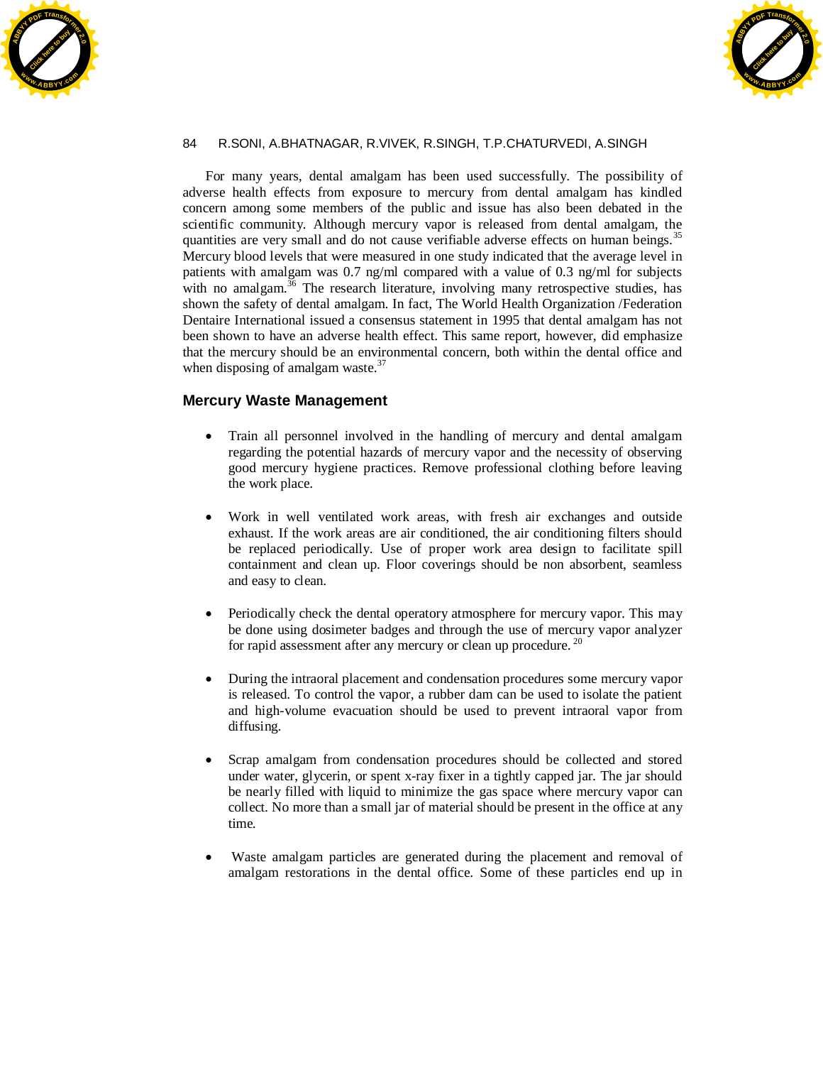For many years, dental amalgam has been used successfully. The possibility of adverse health effects from exposure to mercury from dental amalgam has kindled concern among some members of the public and issue has also been debated in the scientific community. Although mercury vapor is released from dental amalgam, the quantities are very small and do not cause verifiable adverse effects on human beings.[35] Mercury blood levels that were measured in one study indicated that the average level in patients with amalgam was 0.7 ng/ml compared with a value of 0.3 ng/ml for subjects with no amalgam.[36] The research literature, involving many retrospective studies, has shown the safety of dental amalgam. In fact, The World Health Organization /Federation Dentaire International issued a consensus statement in 1995 that dental amalgam has not been shown to have an adverse health effect. This same report, however, did emphasize that the mercury should be an environmental concern, both within the dental office and when disposing of amalgam waste.[37]

## Mercury Waste Management

- Train all personnel involved in the handling of mercury and dental amalgam regarding the potential hazards of mercury vapor and the necessity of observing good mercury hygiene practices. Remove professional clothing before leaving the work place.

- Work in well ventilated work areas, with fresh air exchanges and outside exhaust. If the work areas are air conditioned, the air conditioning filters should be replaced periodically. Use of proper work area design to facilitate spill containment and clean up. Floor coverings should be non absorbent, seamless and easy to clean.

- Periodically check the dental operatory atmosphere for mercury vapor. This may be done using dosimeter badges and through the use of mercury vapor analyzer for rapid assessment after any mercury or clean up procedure.[20]

- During the intraoral placement and condensation procedures some mercury vapor is released. To control the vapor, a rubber dam can be used to isolate the patient and high-volume evacuation should be used to prevent intraoral vapor from diffusing.

- Scrap amalgam from condensation procedures should be collected and stored under water, glycerin, or spent x-ray fixer in a tightly capped jar. The jar should be nearly filled with liquid to minimize the gas space where mercury vapor can collect. No more than a small jar of material should be present in the office at any time.

- Waste amalgam particles are generated during the placement and removal of amalgam restorations in the dental office. Some of these particles end up in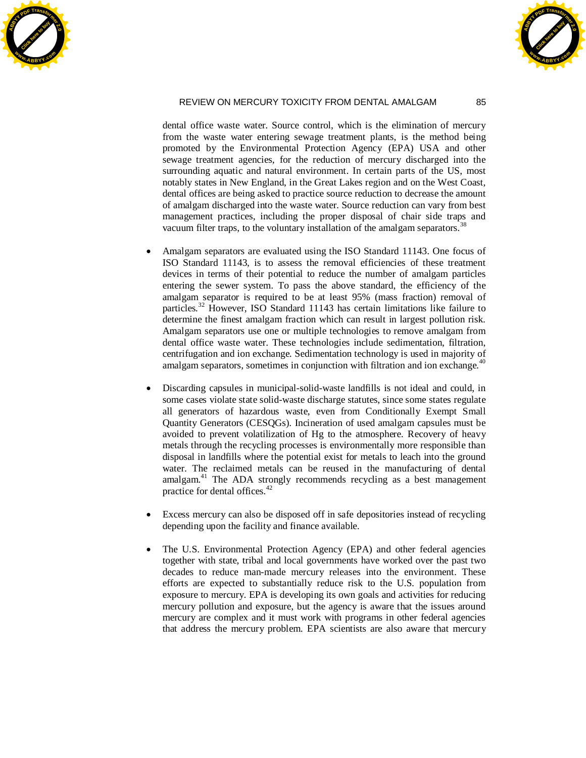dental office waste water. Source control, which is the elimination of mercury from the waste water entering sewage treatment plants, is the method being promoted by the Environmental Protection Agency (EPA) USA and other sewage treatment agencies, for the reduction of mercury discharged into the surrounding aquatic and natural environment. In certain parts of the US, most notably states in New England, in the Great Lakes region and on the West Coast, dental offices are being asked to practice source reduction to decrease the amount of amalgam discharged into the waste water. Source reduction can vary from best management practices, including the proper disposal of chair side traps and vacuum filter traps, to the voluntary installation of the amalgam separators.[38]

- Amalgam separators are evaluated using the ISO Standard 11143. One focus of ISO Standard 11143, is to assess the removal efficiencies of these treatment devices in terms of their potential to reduce the number of amalgam particles entering the sewer system. To pass the above standard, the efficiency of the amalgam separator is required to be at least 95% (mass fraction) removal of particles.[32] However, ISO Standard 11143 has certain limitations like failure to determine the finest amalgam fraction which can result in largest pollution risk. Amalgam separators use one or multiple technologies to remove amalgam from dental office waste water. These technologies include sedimentation, filtration, centrifugation and ion exchange. Sedimentation technology is used in majority of amalgam separators, sometimes in conjunction with filtration and ion exchange.[40]

- Discarding capsules in municipal-solid-waste landfills is not ideal and could, in some cases violate state solid-waste discharge statutes, since some states regulate all generators of hazardous waste, even from Conditionally Exempt Small Quantity Generators (CESQGs). Incineration of used amalgam capsules must be avoided to prevent volatilization of Hg to the atmosphere. Recovery of heavy metals through the recycling processes is environmentally more responsible than disposal in landfills where the potential exist for metals to leach into the ground water. The reclaimed metals can be reused in the manufacturing of dental amalgam.[41] The ADA strongly recommends recycling as a best management practice for dental offices.[42]

- Excess mercury can also be disposed off in safe depositories instead of recycling depending upon the facility and finance available.

- The U.S. Environmental Protection Agency (EPA) and other federal agencies together with state, tribal and local governments have worked over the past two decades to reduce man-made mercury releases into the environment. These efforts are expected to substantially reduce risk to the U.S. population from exposure to mercury. EPA is developing its own goals and activities for reducing mercury pollution and exposure, but the agency is aware that the issues around mercury are complex and it must work with programs in other federal agencies that address the mercury problem. EPA scientists are also aware that mercury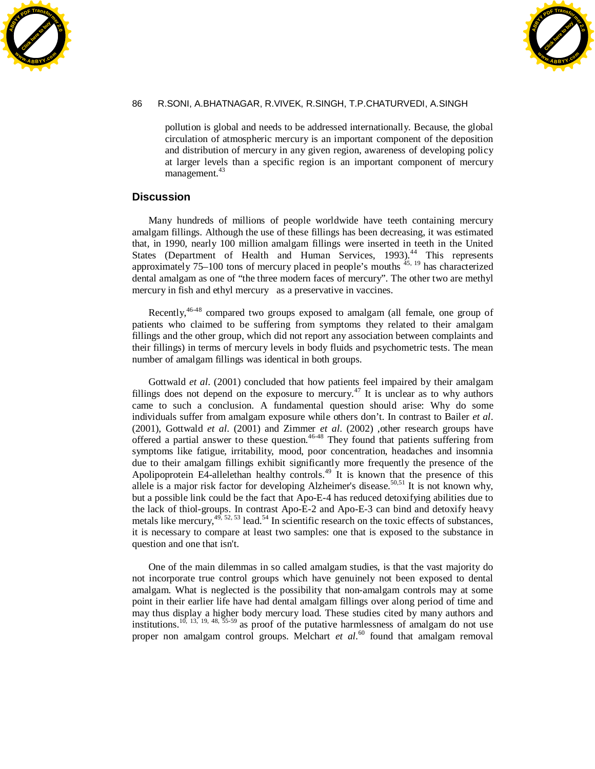pollution is global and needs to be addressed internationally. Because, the global circulation of atmospheric mercury is an important component of the deposition and distribution of mercury in any given region, awareness of developing policy at larger levels than a specific region is an important component of mercury management.[43]

## Discussion

Many hundreds of millions of people worldwide have teeth containing mercury amalgam fillings. Although the use of these fillings has been decreasing, it was estimated that, in 1990, nearly 100 million amalgam fillings were inserted in teeth in the United States (Department of Health and Human Services, 1993).[44] This represents approximately 75–100 tons of mercury placed in people's mouths [45, 19] has characterized dental amalgam as one of "the three modern faces of mercury". The other two are methyl mercury in fish and ethyl mercury as a preservative in vaccines.

Recently,[46-48] compared two groups exposed to amalgam (all female, one group of patients who claimed to be suffering from symptoms they related to their amalgam fillings and the other group, which did not report any association between complaints and their fillings) in terms of mercury levels in body fluids and psychometric tests. The mean number of amalgam fillings was identical in both groups.

Gottwald *et al.* (2001) concluded that how patients feel impaired by their amalgam fillings does not depend on the exposure to mercury.[47] It is unclear as to why authors came to such a conclusion. A fundamental question should arise: Why do some individuals suffer from amalgam exposure while others don't. In contrast to Bailer *et al.* (2001), Gottwald *et al.* (2001) and Zimmer *et al.* (2002) ,other research groups have offered a partial answer to these question.[46-48] They found that patients suffering from symptoms like fatigue, irritability, mood, poor concentration, headaches and insomnia due to their amalgam fillings exhibit significantly more frequently the presence of the Apolipoprotein E4-allelethan healthy controls.[49] It is known that the presence of this allele is a major risk factor for developing Alzheimer's disease.[50,51] It is not known why, but a possible link could be the fact that Apo-E-4 has reduced detoxifying abilities due to the lack of thiol-groups. In contrast Apo-E-2 and Apo-E-3 can bind and detoxify heavy metals like mercury,[49, 52, 53] lead.[54] In scientific research on the toxic effects of substances, it is necessary to compare at least two samples: one that is exposed to the substance in question and one that isn't.

One of the main dilemmas in so called amalgam studies, is that the vast majority do not incorporate true control groups which have genuinely not been exposed to dental amalgam. What is neglected is the possibility that non-amalgam controls may at some point in their earlier life have had dental amalgam fillings over along period of time and may thus display a higher body mercury load. These studies cited by many authors and institutions.[10, 13, 19, 48, 55-59] as proof of the putative harmlessness of amalgam do not use proper non amalgam control groups. Melchart *et al.*[60] found that amalgam removal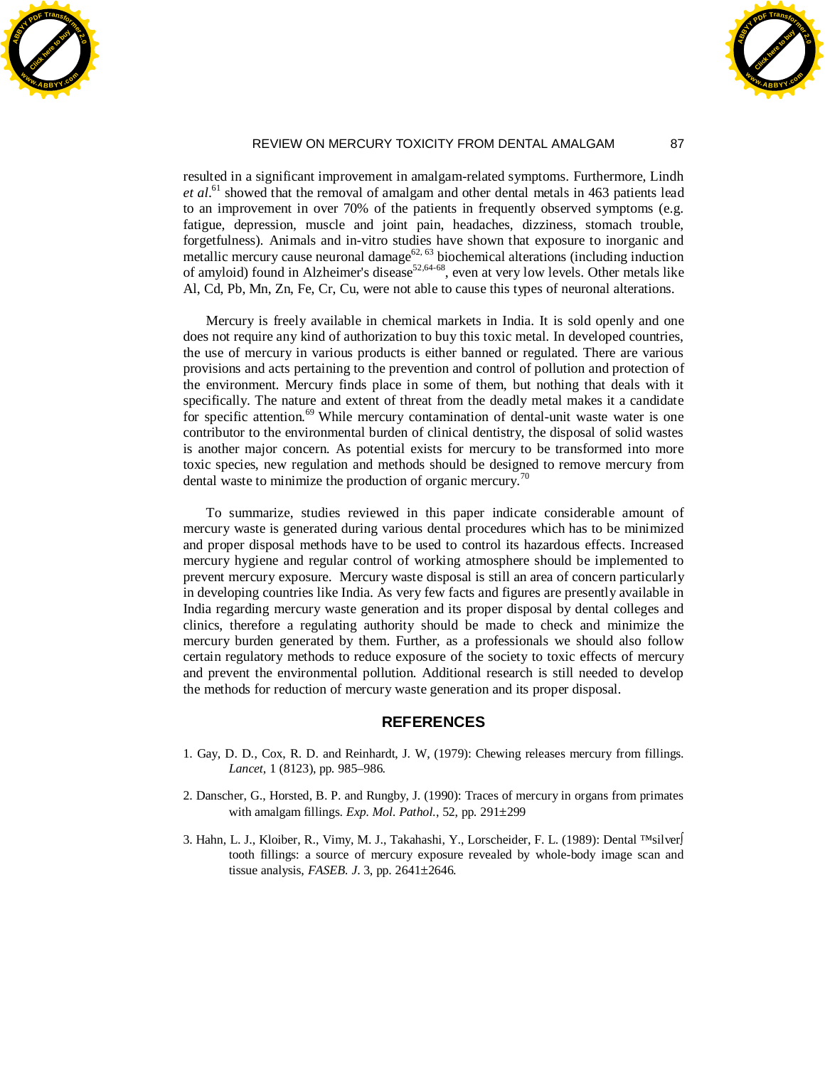resulted in a significant improvement in amalgam-related symptoms. Furthermore, Lindh *et al*.[61] showed that the removal of amalgam and other dental metals in 463 patients lead to an improvement in over 70% of the patients in frequently observed symptoms (e.g. fatigue, depression, muscle and joint pain, headaches, dizziness, stomach trouble, forgetfulness). Animals and in-vitro studies have shown that exposure to inorganic and metallic mercury cause neuronal damage[62, 63] biochemical alterations (including induction of amyloid) found in Alzheimer's disease[52,64-68], even at very low levels. Other metals like Al, Cd, Pb, Mn, Zn, Fe, Cr, Cu, were not able to cause this types of neuronal alterations.

Mercury is freely available in chemical markets in India. It is sold openly and one does not require any kind of authorization to buy this toxic metal. In developed countries, the use of mercury in various products is either banned or regulated. There are various provisions and acts pertaining to the prevention and control of pollution and protection of the environment. Mercury finds place in some of them, but nothing that deals with it specifically. The nature and extent of threat from the deadly metal makes it a candidate for specific attention.[69] While mercury contamination of dental-unit waste water is one contributor to the environmental burden of clinical dentistry, the disposal of solid wastes is another major concern. As potential exists for mercury to be transformed into more toxic species, new regulation and methods should be designed to remove mercury from dental waste to minimize the production of organic mercury.[70]

To summarize, studies reviewed in this paper indicate considerable amount of mercury waste is generated during various dental procedures which has to be minimized and proper disposal methods have to be used to control its hazardous effects. Increased mercury hygiene and regular control of working atmosphere should be implemented to prevent mercury exposure. Mercury waste disposal is still an area of concern particularly in developing countries like India. As very few facts and figures are presently available in India regarding mercury waste generation and its proper disposal by dental colleges and clinics, therefore a regulating authority should be made to check and minimize the mercury burden generated by them. Further, as a professionals we should also follow certain regulatory methods to reduce exposure of the society to toxic effects of mercury and prevent the environmental pollution. Additional research is still needed to develop the methods for reduction of mercury waste generation and its proper disposal.

## REFERENCES

1. Gay, D. D., Cox, R. D. and Reinhardt, J. W, (1979): Chewing releases mercury from fillings. *Lancet*, 1 (8123), pp. 985–986.

2. Danscher, G., Horsted, B. P. and Rungby, J. (1990): Traces of mercury in organs from primates with amalgam fillings. *Exp. Mol. Pathol.*, 52, pp. 291±299

3. Hahn, L. J., Kloiber, R., Vimy, M. J., Takahashi, Y., Lorscheider, F. L. (1989): Dental ™silver∫ tooth fillings: a source of mercury exposure revealed by whole-body image scan and tissue analysis, *FASEB. J.* 3, pp. 2641±2646.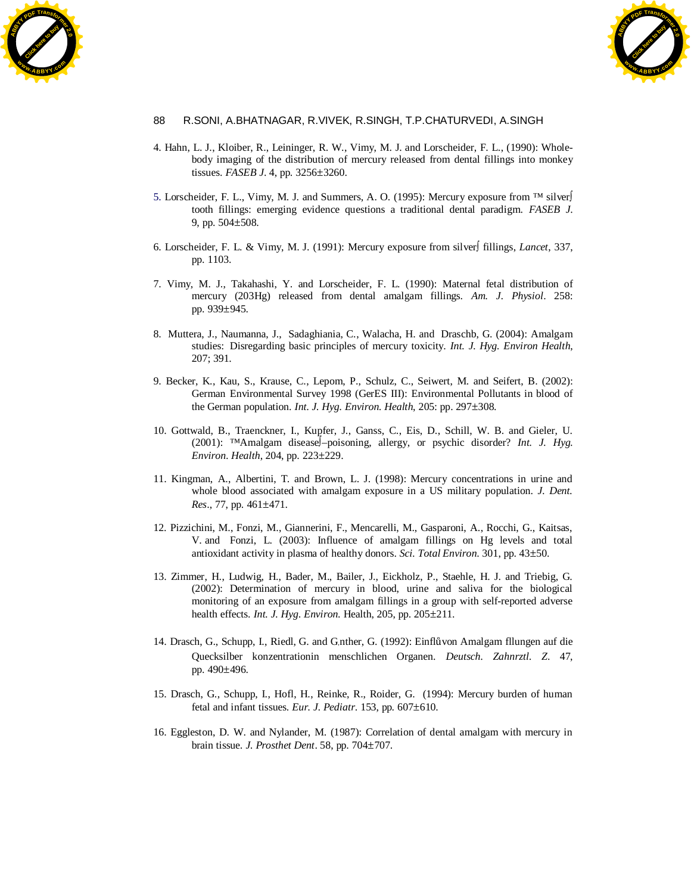4. Hahn, L. J., Kloiber, R., Leininger, R. W., Vimy, M. J. and Lorscheider, F. L., (1990): Whole-body imaging of the distribution of mercury released from dental fillings into monkey tissues. *FASEB J*. 4, pp. 3256±3260.

5. Lorscheider, F. L., Vimy, M. J. and Summers, A. O. (1995): Mercury exposure from ™ silver∫ tooth fillings: emerging evidence questions a traditional dental paradigm. *FASEB J*. 9, pp. 504±508.

6. Lorscheider, F. L. & Vimy, M. J. (1991): Mercury exposure from silver∫ fillings, *Lancet*, 337, pp. 1103.

7. Vimy, M. J., Takahashi, Y. and Lorscheider, F. L. (1990): Maternal fetal distribution of mercury (203Hg) released from dental amalgam fillings. *Am. J. Physiol*. 258: pp. 939±945.

8. Muttera, J., Naumanna, J., Sadaghiania, C., Walacha, H. and Draschb, G. (2004): Amalgam studies: Disregarding basic principles of mercury toxicity. *Int. J. Hyg. Environ Health*, 207; 391.

9. Becker, K., Kau, S., Krause, C., Lepom, P., Schulz, C., Seiwert, M. and Seifert, B. (2002): German Environmental Survey 1998 (GerES III): Environmental Pollutants in blood of the German population. *Int. J. Hyg. Environ. Health*, 205: pp. 297±308.

10. Gottwald, B., Traenckner, I., Kupfer, J., Ganss, C., Eis, D., Schill, W. B. and Gieler, U. (2001): ™Amalgam disease∫–poisoning, allergy, or psychic disorder? *Int. J. Hyg. Environ. Health*, 204, pp. 223±229.

11. Kingman, A., Albertini, T. and Brown, L. J. (1998): Mercury concentrations in urine and whole blood associated with amalgam exposure in a US military population. *J. Dent. Res*., 77, pp. 461±471.

12. Pizzichini, M., Fonzi, M., Giannerini, F., Mencarelli, M., Gasparoni, A., Rocchi, G., Kaitsas, V. and Fonzi, L. (2003): Influence of amalgam fillings on Hg levels and total antioxidant activity in plasma of healthy donors. *Sci. Total Environ*. 301, pp. 43±50.

13. Zimmer, H., Ludwig, H., Bader, M., Bailer, J., Eickholz, P., Staehle, H. J. and Triebig, G. (2002): Determination of mercury in blood, urine and saliva for the biological monitoring of an exposure from amalgam fillings in a group with self-reported adverse health effects. *Int. J. Hyg. Environ.* Health, 205, pp. 205±211.

14. Drasch, G., Schupp, I., Riedl, G. and G.nther, G. (1992): Einflůvon Amalgam fllungen auf die Quecksilber konzentrationin menschlichen Organen. *Deutsch. Zahnrztl. Z.* 47, pp. 490±496.

15. Drasch, G., Schupp, I., Hofl, H., Reinke, R., Roider, G. (1994): Mercury burden of human fetal and infant tissues. *Eur. J. Pediatr*. 153, pp. 607±610.

16. Eggleston, D. W. and Nylander, M. (1987): Correlation of dental amalgam with mercury in brain tissue. *J. Prosthet Dent*. 58, pp. 704±707.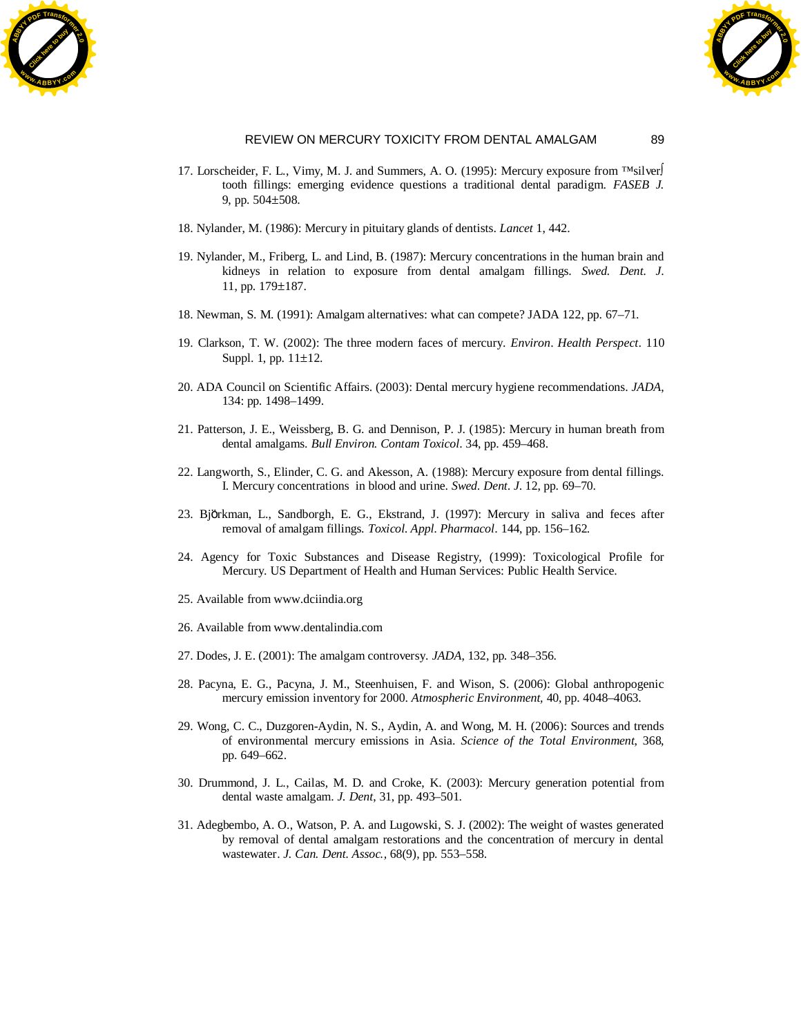17. Lorscheider, F. L., Vimy, M. J. and Summers, A. O. (1995): Mercury exposure from ™silver∫ tooth fillings: emerging evidence questions a traditional dental paradigm. *FASEB J.* 9, pp. 504±508.

18. Nylander, M. (1986): Mercury in pituitary glands of dentists. *Lancet* 1, 442.

19. Nylander, M., Friberg, L. and Lind, B. (1987): Mercury concentrations in the human brain and kidneys in relation to exposure from dental amalgam fillings. *Swed. Dent. J.* 11, pp. 179±187.

18. Newman, S. M. (1991): Amalgam alternatives: what can compete? JADA 122, pp. 67–71.

19. Clarkson, T. W. (2002): The three modern faces of mercury. *Environ*. *Health Perspect*. 110 Suppl. 1, pp. 11±12.

20. ADA Council on Scientific Affairs. (2003): Dental mercury hygiene recommendations. *JADA*, 134: pp. 1498–1499.

21. Patterson, J. E., Weissberg, B. G. and Dennison, P. J. (1985): Mercury in human breath from dental amalgams. *Bull Environ. Contam Toxicol*. 34, pp. 459–468.

22. Langworth, S., Elinder, C. G. and Akesson, A. (1988): Mercury exposure from dental fillings. I. Mercury concentrations in blood and urine. *Swed. Dent. J.* 12, pp. 69–70.

23. Bjǒrkman, L., Sandborgh, E. G., Ekstrand, J. (1997): Mercury in saliva and feces after removal of amalgam fillings. *Toxicol. Appl. Pharmacol*. 144, pp. 156–162.

24. Agency for Toxic Substances and Disease Registry, (1999): Toxicological Profile for Mercury. US Department of Health and Human Services: Public Health Service.

25. Available from www.dciindia.org

26. Available from www.dentalindia.com

27. Dodes, J. E. (2001): The amalgam controversy. *JADA*, 132, pp. 348–356.

28. Pacyna, E. G., Pacyna, J. M., Steenhuisen, F. and Wison, S. (2006): Global anthropogenic mercury emission inventory for 2000. *Atmospheric Environment*, 40, pp. 4048–4063.

29. Wong, C. C., Duzgoren-Aydin, N. S., Aydin, A. and Wong, M. H. (2006): Sources and trends of environmental mercury emissions in Asia. *Science of the Total Environment*, 368, pp. 649–662.

30. Drummond, J. L., Cailas, M. D. and Croke, K. (2003): Mercury generation potential from dental waste amalgam. *J. Dent*, 31, pp. 493–501.

31. Adegbembo, A. O., Watson, P. A. and Lugowski, S. J. (2002): The weight of wastes generated by removal of dental amalgam restorations and the concentration of mercury in dental wastewater. *J. Can. Dent. Assoc.*, 68(9), pp. 553–558.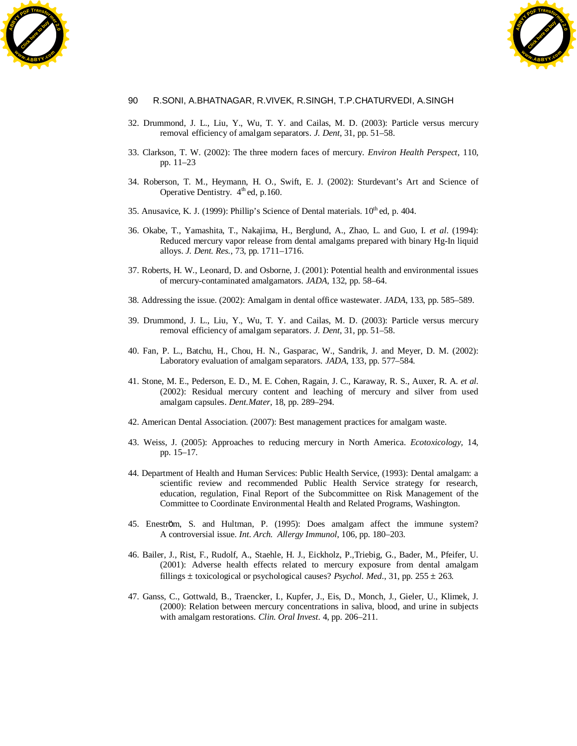32. Drummond, J. L., Liu, Y., Wu, T. Y. and Cailas, M. D. (2003): Particle versus mercury removal efficiency of amalgam separators. *J. Dent*, 31, pp. 51–58.

33. Clarkson, T. W. (2002): The three modern faces of mercury. *Environ Health Perspect*, 110, pp. 11–23

34. Roberson, T. M., Heymann, H. O., Swift, E. J. (2002): Sturdevant's Art and Science of Operative Dentistry. 4th ed, p.160.

35. Anusavice, K. J. (1999): Phillip's Science of Dental materials. 10th ed, p. 404.

36. Okabe, T., Yamashita, T., Nakajima, H., Berglund, A., Zhao, L. and Guo, I. *et al*. (1994): Reduced mercury vapor release from dental amalgams prepared with binary Hg-In liquid alloys. *J. Dent. Res.*, 73, pp. 1711–1716.

37. Roberts, H. W., Leonard, D. and Osborne, J. (2001): Potential health and environmental issues of mercury-contaminated amalgamators. *JADA*, 132, pp. 58–64.

38. Addressing the issue. (2002): Amalgam in dental office wastewater. *JADA*, 133, pp. 585–589.

39. Drummond, J. L., Liu, Y., Wu, T. Y. and Cailas, M. D. (2003): Particle versus mercury removal efficiency of amalgam separators. *J. Dent*, 31, pp. 51–58.

40. Fan, P. L., Batchu, H., Chou, H. N., Gasparac, W., Sandrik, J. and Meyer, D. M. (2002): Laboratory evaluation of amalgam separators. *JADA*, 133, pp. 577–584.

41. Stone, M. E., Pederson, E. D., M. E. Cohen, Ragain, J. C., Karaway, R. S., Auxer, R. A. *et al.* (2002): Residual mercury content and leaching of mercury and silver from used amalgam capsules. *Dent.Mater,* 18, pp. 289–294.

42. American Dental Association. (2007): Best management practices for amalgam waste.

43. Weiss, J. (2005): Approaches to reducing mercury in North America. *Ecotoxicology*, 14, pp. 15–17.

44. Department of Health and Human Services: Public Health Service, (1993): Dental amalgam: a scientific review and recommended Public Health Service strategy for research, education, regulation, Final Report of the Subcommittee on Risk Management of the Committee to Coordinate Environmental Health and Related Programs, Washington.

45. Eneström, S. and Hultman, P. (1995): Does amalgam affect the immune system? A controversial issue. *Int. Arch. Allergy Immunol*, 106, pp. 180–203.

46. Bailer, J., Rist, F., Rudolf, A., Staehle, H. J., Eickholz, P.,Triebig, G., Bader, M., Pfeifer, U. (2001): Adverse health effects related to mercury exposure from dental amalgam fillings ± toxicological or psychological causes? *Psychol. Med*., 31, pp. 255 ± 263.

47. Ganss, C., Gottwald, B., Traencker, I., Kupfer, J., Eis, D., Monch, J., Gieler, U., Klimek, J. (2000): Relation between mercury concentrations in saliva, blood, and urine in subjects with amalgam restorations. *Clin. Oral Invest*. 4, pp. 206–211.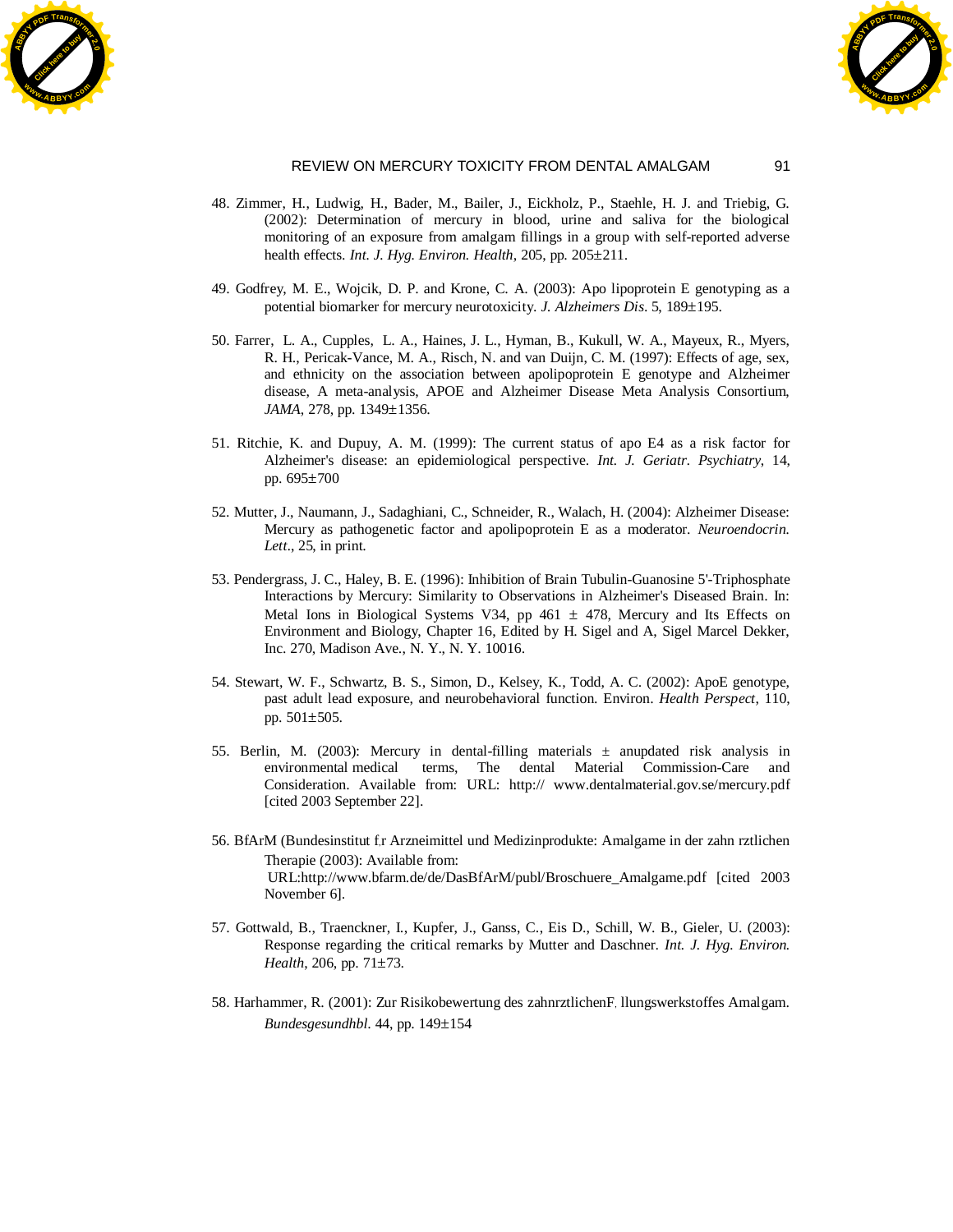48. Zimmer, H., Ludwig, H., Bader, M., Bailer, J., Eickholz, P., Staehle, H. J. and Triebig, G. (2002): Determination of mercury in blood, urine and saliva for the biological monitoring of an exposure from amalgam fillings in a group with self-reported adverse health effects. *Int. J. Hyg. Environ. Health*, 205, pp. 205±211.

49. Godfrey, M. E., Wojcik, D. P. and Krone, C. A. (2003): Apo lipoprotein E genotyping as a potential biomarker for mercury neurotoxicity. *J. Alzheimers Dis*. 5, 189±195.

50. Farrer, L. A., Cupples, L. A., Haines, J. L., Hyman, B., Kukull, W. A., Mayeux, R., Myers, R. H., Pericak-Vance, M. A., Risch, N. and van Duijn, C. M. (1997): Effects of age, sex, and ethnicity on the association between apolipoprotein E genotype and Alzheimer disease, A meta-analysis, APOE and Alzheimer Disease Meta Analysis Consortium, *JAMA*, 278, pp. 1349±1356.

51. Ritchie, K. and Dupuy, A. M. (1999): The current status of apo E4 as a risk factor for Alzheimer's disease: an epidemiological perspective. *Int. J. Geriatr. Psychiatry*, 14, pp. 695±700

52. Mutter, J., Naumann, J., Sadaghiani, C., Schneider, R., Walach, H. (2004): Alzheimer Disease: Mercury as pathogenetic factor and apolipoprotein E as a moderator. *Neuroendocrin. Lett*., 25, in print.

53. Pendergrass, J. C., Haley, B. E. (1996): Inhibition of Brain Tubulin-Guanosine 5'-Triphosphate Interactions by Mercury: Similarity to Observations in Alzheimer's Diseased Brain. In: Metal Ions in Biological Systems V34, pp 461 ± 478, Mercury and Its Effects on Environment and Biology, Chapter 16, Edited by H. Sigel and A, Sigel Marcel Dekker, Inc. 270, Madison Ave., N. Y., N. Y. 10016.

54. Stewart, W. F., Schwartz, B. S., Simon, D., Kelsey, K., Todd, A. C. (2002): ApoE genotype, past adult lead exposure, and neurobehavioral function. Environ. *Health Perspect*, 110, pp. 501±505.

55. Berlin, M. (2003): Mercury in dental-filling materials ± anupdated risk analysis in environmental medical terms, The dental Material Commission-Care and Consideration. Available from: URL: http:// www.dentalmaterial.gov.se/mercury.pdf [cited 2003 September 22].

56. BfArM (Bundesinstitut f.r Arzneimittel und Medizinprodukte: Amalgame in der zahn rztlichen Therapie (2003): Available from: URL:http://www.bfarm.de/de/DasBfArM/publ/Broschuere_Amalgame.pdf [cited 2003 November 6].

57. Gottwald, B., Traenckner, I., Kupfer, J., Ganss, C., Eis D., Schill, W. B., Gieler, U. (2003): Response regarding the critical remarks by Mutter and Daschner. *Int. J. Hyg. Environ. Health*, 206, pp. 71±73.

58. Harhammer, R. (2001): Zur Risikobewertung des zahnrztlichenF, llungswerkstoffes Amalgam. *Bundesgesundhbl*. 44, pp. 149±154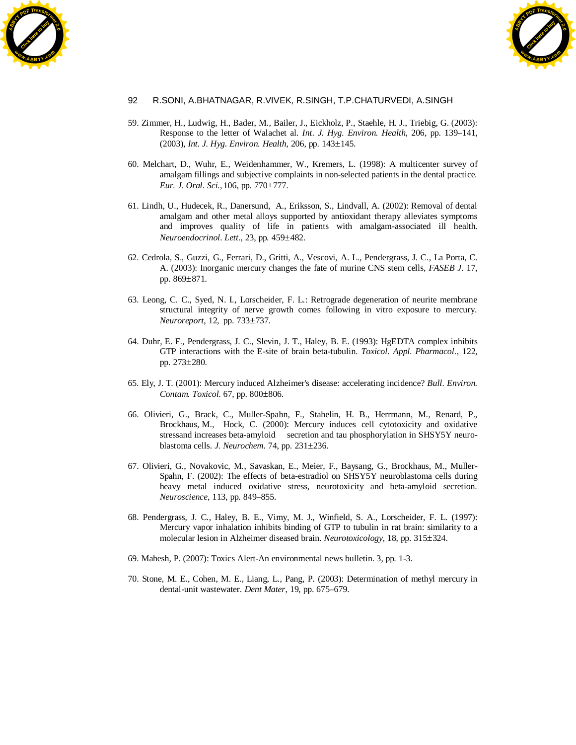59. Zimmer, H., Ludwig, H., Bader, M., Bailer, J., Eickholz, P., Staehle, H. J., Triebig, G. (2003): Response to the letter of Walachet al. *Int. J. Hyg. Environ. Health*, 206, pp. 139–141, (2003), *Int. J. Hyg. Environ. Health*, 206, pp. 143±145.

60. Melchart, D., Wuhr, E., Weidenhammer, W., Kremers, L. (1998): A multicenter survey of amalgam fillings and subjective complaints in non-selected patients in the dental practice. *Eur. J. Oral. Sci.*, 106, pp. 770±777.

61. Lindh, U., Hudecek, R., Danersund, A., Eriksson, S., Lindvall, A. (2002): Removal of dental amalgam and other metal alloys supported by antioxidant therapy alleviates symptoms and improves quality of life in patients with amalgam-associated ill health. *Neuroendocrinol. Lett.*, 23, pp. 459±482.

62. Cedrola, S., Guzzi, G., Ferrari, D., Gritti, A., Vescovi, A. L., Pendergrass, J. C., La Porta, C. A. (2003): Inorganic mercury changes the fate of murine CNS stem cells, *FASEB J.* 17, pp. 869±871.

63. Leong, C. C., Syed, N. I., Lorscheider, F. L.: Retrograde degeneration of neurite membrane structural integrity of nerve growth comes following in vitro exposure to mercury. *Neuroreport*, 12, pp. 733±737.

64. Duhr, E. F., Pendergrass, J. C., Slevin, J. T., Haley, B. E. (1993): HgEDTA complex inhibits GTP interactions with the E-site of brain beta-tubulin. *Toxicol. Appl. Pharmacol.*, 122, pp. 273±280.

65. Ely, J. T. (2001): Mercury induced Alzheimer's disease: accelerating incidence? *Bull. Environ. Contam. Toxicol.* 67, pp. 800±806.

66. Olivieri, G., Brack, C., Muller-Spahn, F., Stahelin, H. B., Herrmann, M., Renard, P., Brockhaus, M., Hock, C. (2000): Mercury induces cell cytotoxicity and oxidative stressand increases beta-amyloid secretion and tau phosphorylation in SHSY5Y neuro-blastoma cells. *J. Neurochem.* 74, pp. 231±236.

67. Olivieri, G., Novakovic, M., Savaskan, E., Meier, F., Baysang, G., Brockhaus, M., Muller-Spahn, F. (2002): The effects of beta-estradiol on SHSY5Y neuroblastoma cells during heavy metal induced oxidative stress, neurotoxicity and beta-amyloid secretion. *Neuroscience*, 113, pp. 849–855.

68. Pendergrass, J. C., Haley, B. E., Vimy, M. J., Winfield, S. A., Lorscheider, F. L. (1997): Mercury vapor inhalation inhibits binding of GTP to tubulin in rat brain: similarity to a molecular lesion in Alzheimer diseased brain. *Neurotoxicology*, 18, pp. 315±324.

69. Mahesh, P. (2007): Toxics Alert-An environmental news bulletin. 3, pp. 1-3.

70. Stone, M. E., Cohen, M. E., Liang, L., Pang, P. (2003): Determination of methyl mercury in dental-unit wastewater. *Dent Mater*, 19, pp. 675–679.